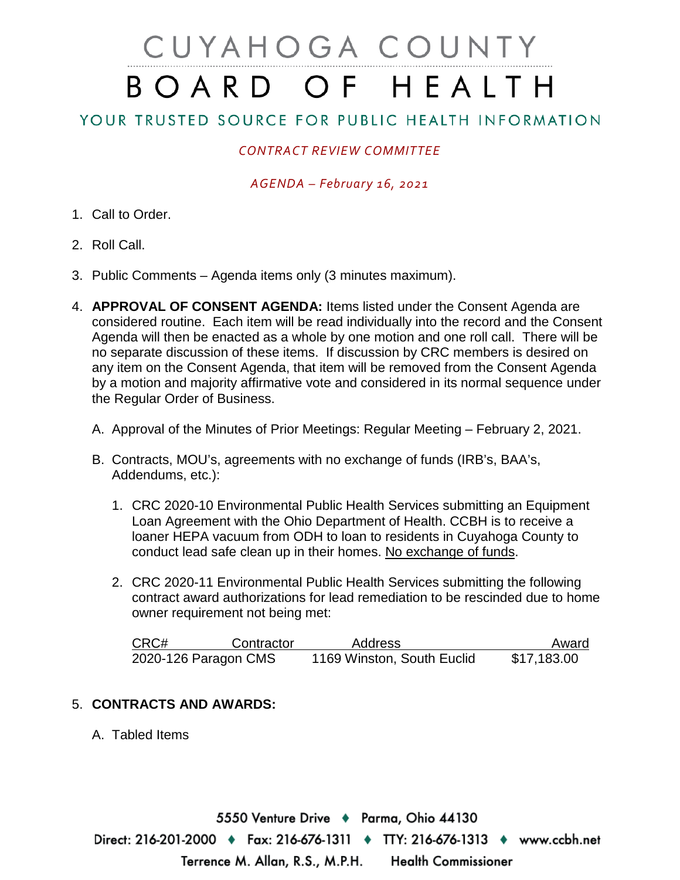# CUYAHOGA COUNTY BOARD OF HEALTH

## YOUR TRUSTED SOURCE FOR PUBLIC HEALTH INFORMATION

*CONTRACT REVIEW COMMITTEE*

*AGENDA – February 16, 2021*

1. Call to Order.

2. Roll Call.

3. Public Comments – Agenda items only (3 minutes maximum).

4. **APPROVAL OF CONSENT AGENDA:** Items listed under the Consent Agenda are considered routine. Each item will be read individually into the record and the Consent Agenda will then be enacted as a whole by one motion and one roll call. There will be no separate discussion of these items. If discussion by CRC members is desired on any item on the Consent Agenda, that item will be removed from the Consent Agenda by a motion and majority affirmative vote and considered in its normal sequence under the Regular Order of Business.

   A. Approval of the Minutes of Prior Meetings: Regular Meeting – February 2, 2021.

   B. Contracts, MOU's, agreements with no exchange of funds (IRB's, BAA's, Addendums, etc.):

      1. CRC 2020-10 Environmental Public Health Services submitting an Equipment Loan Agreement with the Ohio Department of Health. CCBH is to receive a loaner HEPA vacuum from ODH to loan to residents in Cuyahoga County to conduct lead safe clean up in their homes. No exchange of funds.

      2. CRC 2020-11 Environmental Public Health Services submitting the following contract award authorizations for lead remediation to be rescinded due to home owner requirement not being met:

| CRC# | Contractor | Address | Award |
|---|---|---|---|
| 2020-126 | Paragon CMS | 1169 Winston, South Euclid | $17,183.00 |

5. **CONTRACTS AND AWARDS:**

   A. Tabled Items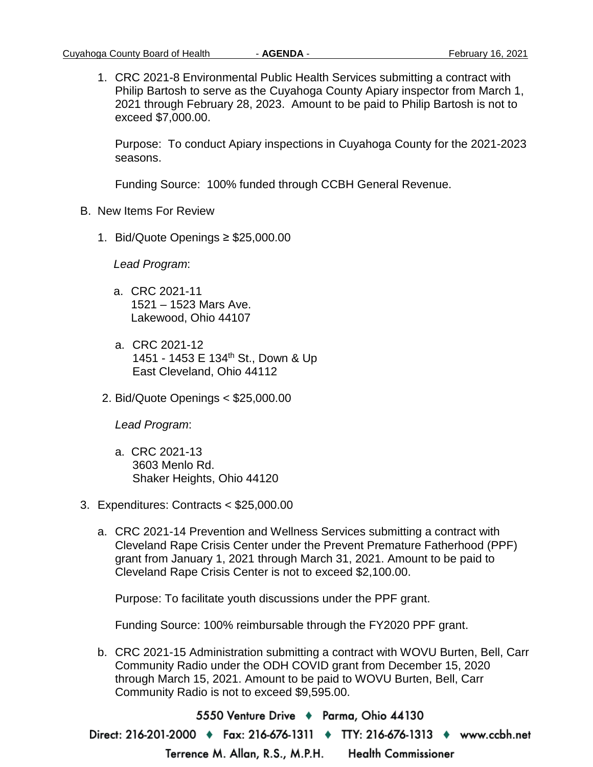1. CRC 2021-8 Environmental Public Health Services submitting a contract with Philip Bartosh to serve as the Cuyahoga County Apiary inspector from March 1, 2021 through February 28, 2023. Amount to be paid to Philip Bartosh is not to exceed $7,000.00.

   Purpose: To conduct Apiary inspections in Cuyahoga County for the 2021-2023 seasons.

   Funding Source: 100% funded through CCBH General Revenue.

B. New Items For Review

   1. Bid/Quote Openings ≥ $25,000.00

      *Lead Program*:

      a. CRC 2021-11
         1521 – 1523 Mars Ave.
         Lakewood, Ohio 44107

      a. CRC 2021-12
         1451 - 1453 E 134th St., Down & Up
         East Cleveland, Ohio 44112

   2. Bid/Quote Openings < $25,000.00

      *Lead Program*:

      a. CRC 2021-13
         3603 Menlo Rd.
         Shaker Heights, Ohio 44120

   3. Expenditures: Contracts < $25,000.00

      a. CRC 2021-14 Prevention and Wellness Services submitting a contract with Cleveland Rape Crisis Center under the Prevent Premature Fatherhood (PPF) grant from January 1, 2021 through March 31, 2021. Amount to be paid to Cleveland Rape Crisis Center is not to exceed $2,100.00.

         Purpose: To facilitate youth discussions under the PPF grant.

         Funding Source: 100% reimbursable through the FY2020 PPF grant.

      b. CRC 2021-15 Administration submitting a contract with WOVU Burten, Bell, Carr Community Radio under the ODH COVID grant from December 15, 2020 through March 15, 2021. Amount to be paid to WOVU Burten, Bell, Carr Community Radio is not to exceed $9,595.00.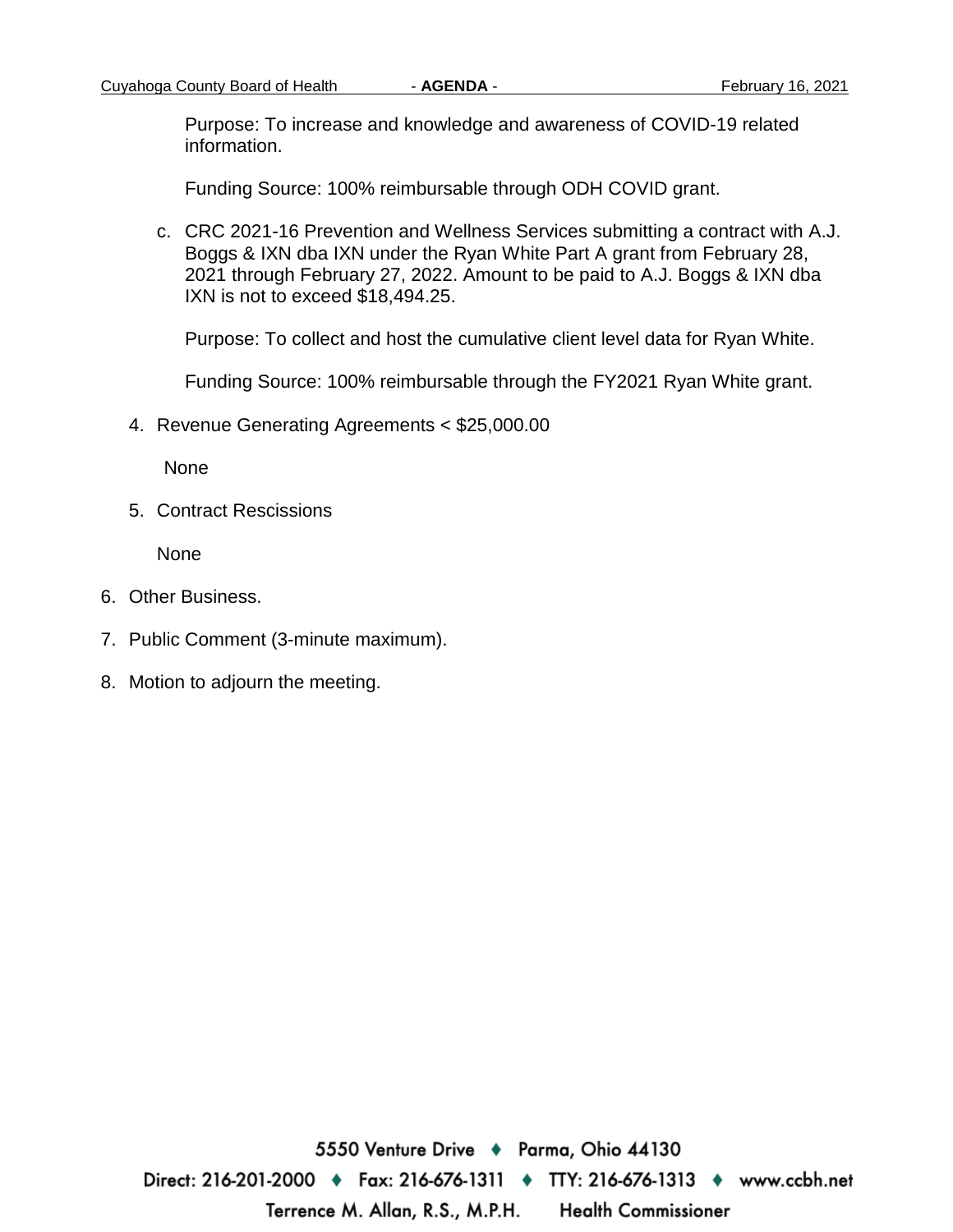Purpose: To increase and knowledge and awareness of COVID-19 related information.

Funding Source: 100% reimbursable through ODH COVID grant.

c. CRC 2021-16 Prevention and Wellness Services submitting a contract with A.J. Boggs & IXN dba IXN under the Ryan White Part A grant from February 28, 2021 through February 27, 2022. Amount to be paid to A.J. Boggs & IXN dba IXN is not to exceed $18,494.25.

   Purpose: To collect and host the cumulative client level data for Ryan White.

   Funding Source: 100% reimbursable through the FY2021 Ryan White grant.

4. Revenue Generating Agreements < $25,000.00

   None

5. Contract Rescissions

   None

6. Other Business.

7. Public Comment (3-minute maximum).

8. Motion to adjourn the meeting.